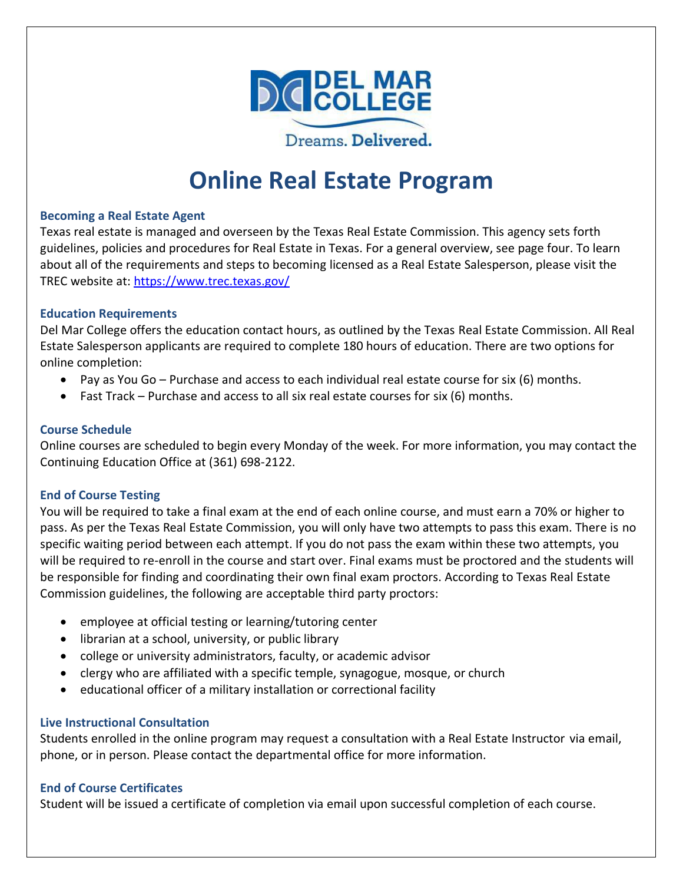# Online Real Estate Program

### Becoming a Real Estate Agent

Texas real estate is managed and overseen by the Texas Real Estate Commission. This agency sets forth guidelines, policies and procedures for Real Estate in Texas. For a general overview, see page four. To learn about all of the requirements and steps to becoming licensed as a Real Estate Salesperson, please visit the TREC website at: https://www.trec.texas.gov/

### Education Requirements

Del Mar College offers the education contact hours, as outlined by the Texas Real Estate Commission. All Real Estate Salesperson applicants are required to complete 180 hours of education. There are two options for online completion:

- Pay as You Go – Purchase and access to each individual real estate course for six (6) months.
- Fast Track – Purchase and access to all six real estate courses for six (6) months.

### Course Schedule

Online courses are scheduled to begin every Monday of the week. For more information, you may contact the Continuing Education Office at (361) 698-2122.

### End of Course Testing

You will be required to take a final exam at the end of each online course, and must earn a 70% or higher to pass. As per the Texas Real Estate Commission, you will only have two attempts to pass this exam. There is no specific waiting period between each attempt. If you do not pass the exam within these two attempts, you will be required to re-enroll in the course and start over. Final exams must be proctored and the students will be responsible for finding and coordinating their own final exam proctors. According to Texas Real Estate Commission guidelines, the following are acceptable third party proctors:

- employee at official testing or learning/tutoring center
- librarian at a school, university, or public library
- college or university administrators, faculty, or academic advisor
- clergy who are affiliated with a specific temple, synagogue, mosque, or church
- educational officer of a military installation or correctional facility

### Live Instructional Consultation

Students enrolled in the online program may request a consultation with a Real Estate Instructor via email, phone, or in person. Please contact the departmental office for more information.

### End of Course Certificates

Student will be issued a certificate of completion via email upon successful completion of each course.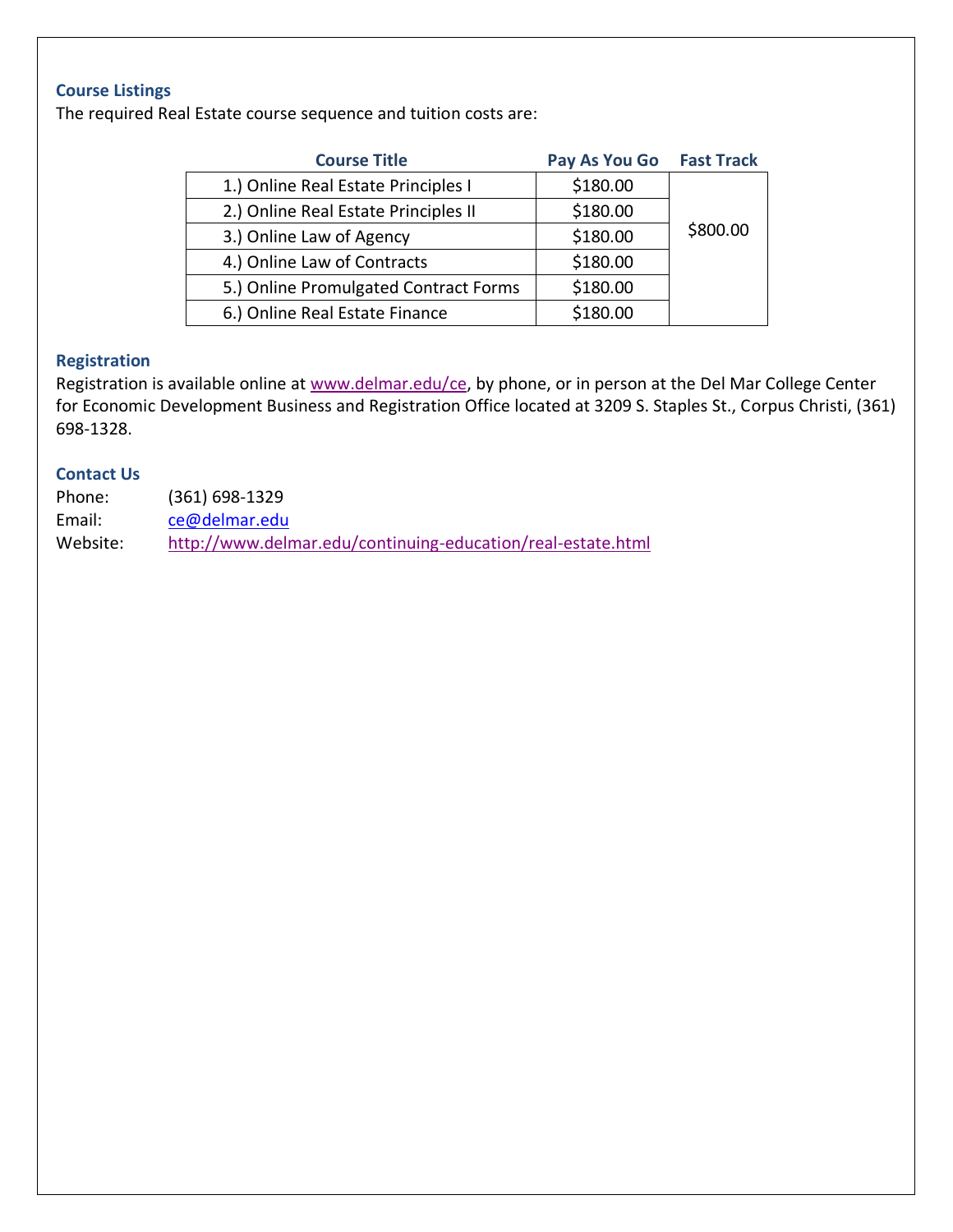### Course Listings

The required Real Estate course sequence and tuition costs are:

| Course Title | Pay As You Go | Fast Track |
|---|---|---|
| 1.) Online Real Estate Principles I | $180.00 | $800.00 |
| 2.) Online Real Estate Principles II | $180.00 | |
| 3.) Online Law of Agency | $180.00 | |
| 4.) Online Law of Contracts | $180.00 | |
| 5.) Online Promulgated Contract Forms | $180.00 | |
| 6.) Online Real Estate Finance | $180.00 | |

### Registration

Registration is available online at www.delmar.edu/ce, by phone, or in person at the Del Mar College Center for Economic Development Business and Registration Office located at 3209 S. Staples St., Corpus Christi, (361) 698-1328.

### Contact Us

Phone: (361) 698-1329
Email: ce@delmar.edu
Website: http://www.delmar.edu/continuing-education/real-estate.html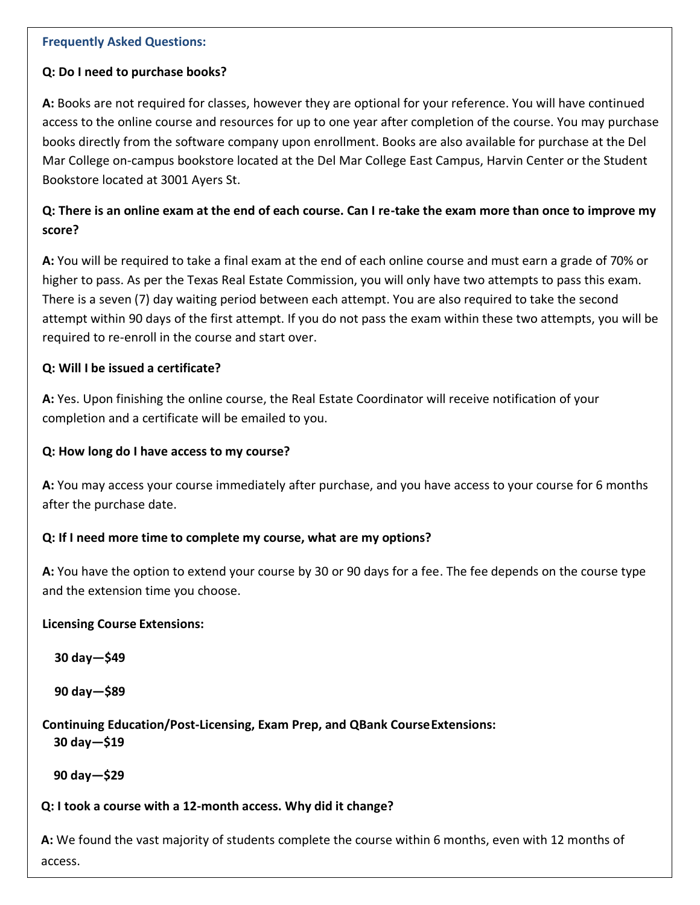### Frequently Asked Questions:

**Q: Do I need to purchase books?**

**A:** Books are not required for classes, however they are optional for your reference. You will have continued access to the online course and resources for up to one year after completion of the course. You may purchase books directly from the software company upon enrollment. Books are also available for purchase at the Del Mar College on-campus bookstore located at the Del Mar College East Campus, Harvin Center or the Student Bookstore located at 3001 Ayers St.

**Q: There is an online exam at the end of each course. Can I re-take the exam more than once to improve my score?**

**A:** You will be required to take a final exam at the end of each online course and must earn a grade of 70% or higher to pass. As per the Texas Real Estate Commission, you will only have two attempts to pass this exam. There is a seven (7) day waiting period between each attempt. You are also required to take the second attempt within 90 days of the first attempt. If you do not pass the exam within these two attempts, you will be required to re-enroll in the course and start over.

**Q: Will I be issued a certificate?**

**A:** Yes. Upon finishing the online course, the Real Estate Coordinator will receive notification of your completion and a certificate will be emailed to you.

**Q: How long do I have access to my course?**

**A:** You may access your course immediately after purchase, and you have access to your course for 6 months after the purchase date.

**Q: If I need more time to complete my course, what are my options?**

**A:** You have the option to extend your course by 30 or 90 days for a fee. The fee depends on the course type and the extension time you choose.

**Licensing Course Extensions:**

**30 day—$49**

**90 day—$89**

**Continuing Education/Post-Licensing, Exam Prep, and QBank Course Extensions:**

**30 day—$19**

**90 day—$29**

**Q: I took a course with a 12-month access. Why did it change?**

**A:** We found the vast majority of students complete the course within 6 months, even with 12 months of access.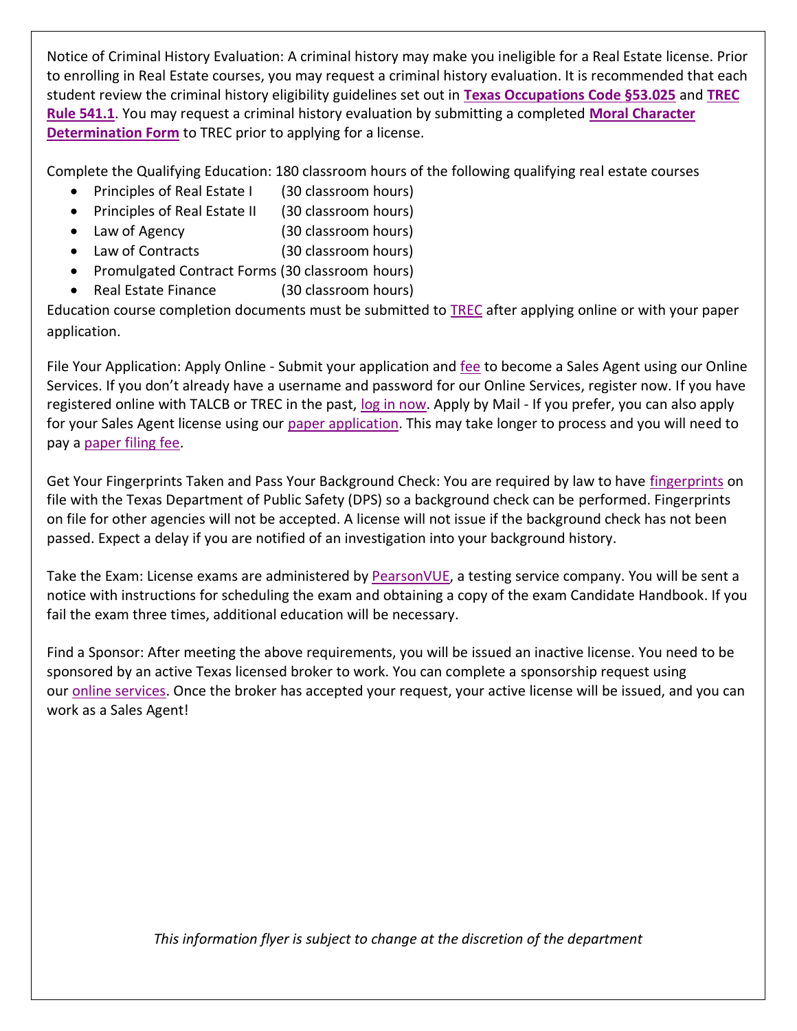Notice of Criminal History Evaluation: A criminal history may make you ineligible for a Real Estate license. Prior to enrolling in Real Estate courses, you may request a criminal history evaluation. It is recommended that each student review the criminal history eligibility guidelines set out in **Texas Occupations Code §53.025** and **TREC Rule 541.1**. You may request a criminal history evaluation by submitting a completed **Moral Character Determination Form** to TREC prior to applying for a license.

Complete the Qualifying Education: 180 classroom hours of the following qualifying real estate courses

- Principles of Real Estate I (30 classroom hours)
- Principles of Real Estate II (30 classroom hours)
- Law of Agency (30 classroom hours)
- Law of Contracts (30 classroom hours)
- Promulgated Contract Forms (30 classroom hours)
- Real Estate Finance (30 classroom hours)

Education course completion documents must be submitted to TREC after applying online or with your paper application.

File Your Application: Apply Online - Submit your application and fee to become a Sales Agent using our Online Services. If you don't already have a username and password for our Online Services, register now. If you have registered online with TALCB or TREC in the past, log in now. Apply by Mail - If you prefer, you can also apply for your Sales Agent license using our paper application. This may take longer to process and you will need to pay a paper filing fee.

Get Your Fingerprints Taken and Pass Your Background Check: You are required by law to have fingerprints on file with the Texas Department of Public Safety (DPS) so a background check can be performed. Fingerprints on file for other agencies will not be accepted. A license will not issue if the background check has not been passed. Expect a delay if you are notified of an investigation into your background history.

Take the Exam: License exams are administered by PearsonVUE, a testing service company. You will be sent a notice with instructions for scheduling the exam and obtaining a copy of the exam Candidate Handbook. If you fail the exam three times, additional education will be necessary.

Find a Sponsor: After meeting the above requirements, you will be issued an inactive license. You need to be sponsored by an active Texas licensed broker to work. You can complete a sponsorship request using our online services. Once the broker has accepted your request, your active license will be issued, and you can work as a Sales Agent!

*This information flyer is subject to change at the discretion of the department*